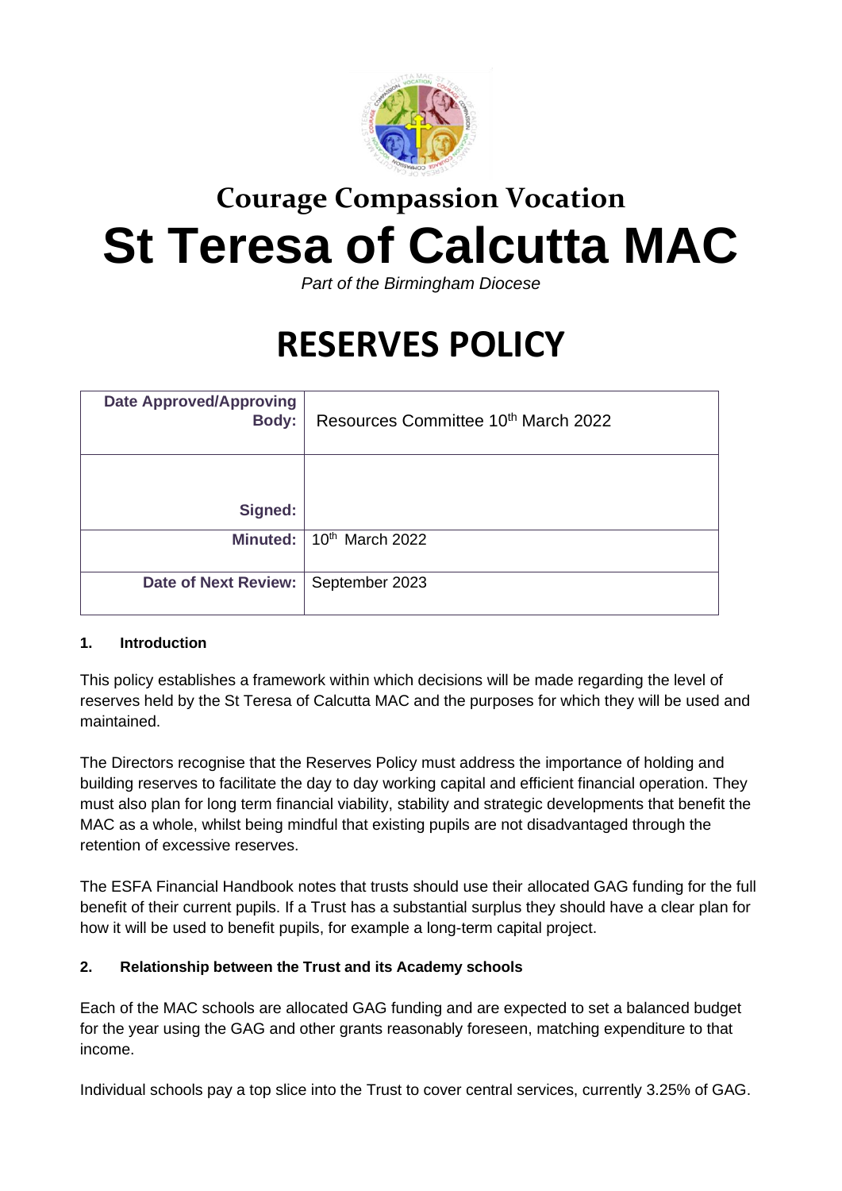**Courage Compassion Vocation**

# St Teresa of Calcutta MAC

*Part of the Birmingham Diocese*

# RESERVES POLICY

| Date Approved/Approving Body: | Resources Committee 10th March 2022 |
|---|---|
| Signed: | |
| Minuted: | 10th March 2022 |
| Date of Next Review: | September 2023 |

**1. Introduction**

This policy establishes a framework within which decisions will be made regarding the level of reserves held by the St Teresa of Calcutta MAC and the purposes for which they will be used and maintained.

The Directors recognise that the Reserves Policy must address the importance of holding and building reserves to facilitate the day to day working capital and efficient financial operation. They must also plan for long term financial viability, stability and strategic developments that benefit the MAC as a whole, whilst being mindful that existing pupils are not disadvantaged through the retention of excessive reserves.

The ESFA Financial Handbook notes that trusts should use their allocated GAG funding for the full benefit of their current pupils. If a Trust has a substantial surplus they should have a clear plan for how it will be used to benefit pupils, for example a long-term capital project.

**2. Relationship between the Trust and its Academy schools**

Each of the MAC schools are allocated GAG funding and are expected to set a balanced budget for the year using the GAG and other grants reasonably foreseen, matching expenditure to that income.

Individual schools pay a top slice into the Trust to cover central services, currently 3.25% of GAG.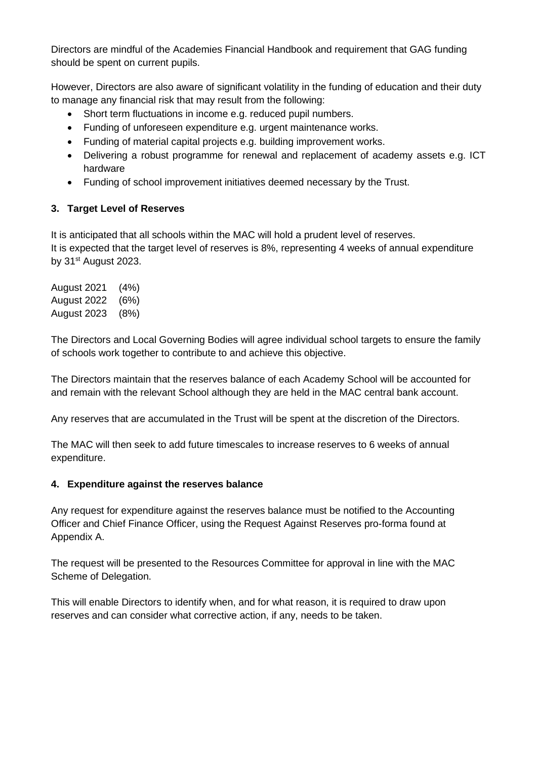Directors are mindful of the Academies Financial Handbook and requirement that GAG funding should be spent on current pupils.

However, Directors are also aware of significant volatility in the funding of education and their duty to manage any financial risk that may result from the following:

- Short term fluctuations in income e.g. reduced pupil numbers.
- Funding of unforeseen expenditure e.g. urgent maintenance works.
- Funding of material capital projects e.g. building improvement works.
- Delivering a robust programme for renewal and replacement of academy assets e.g. ICT hardware
- Funding of school improvement initiatives deemed necessary by the Trust.

### 3. Target Level of Reserves

It is anticipated that all schools within the MAC will hold a prudent level of reserves.
It is expected that the target level of reserves is 8%, representing 4 weeks of annual expenditure by 31st August 2023.

August 2021 (4%)
August 2022 (6%)
August 2023 (8%)

The Directors and Local Governing Bodies will agree individual school targets to ensure the family of schools work together to contribute to and achieve this objective.

The Directors maintain that the reserves balance of each Academy School will be accounted for and remain with the relevant School although they are held in the MAC central bank account.

Any reserves that are accumulated in the Trust will be spent at the discretion of the Directors.

The MAC will then seek to add future timescales to increase reserves to 6 weeks of annual expenditure.

### 4. Expenditure against the reserves balance

Any request for expenditure against the reserves balance must be notified to the Accounting Officer and Chief Finance Officer, using the Request Against Reserves pro-forma found at Appendix A.

The request will be presented to the Resources Committee for approval in line with the MAC Scheme of Delegation.

This will enable Directors to identify when, and for what reason, it is required to draw upon reserves and can consider what corrective action, if any, needs to be taken.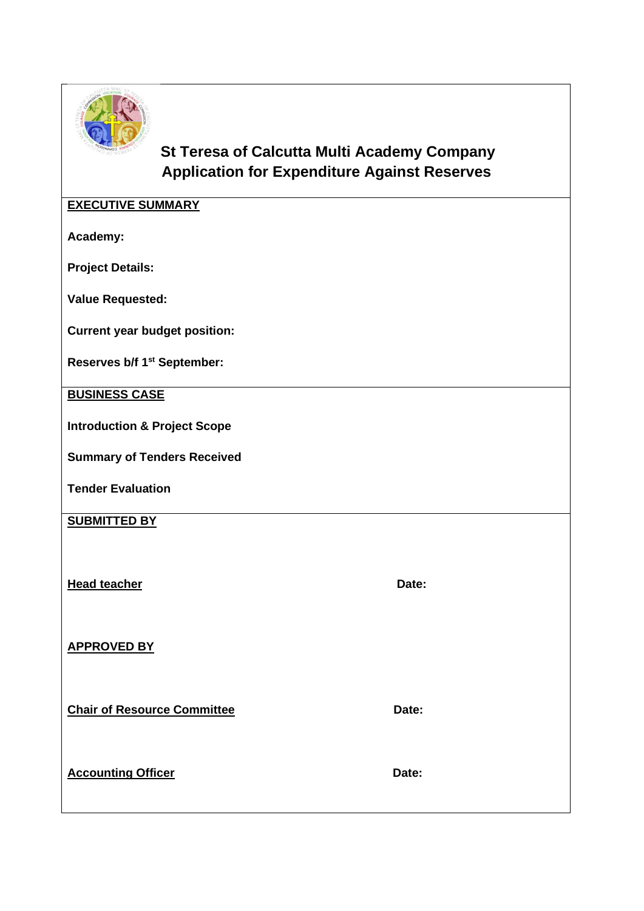# St Teresa of Calcutta Multi Academy Company
# Application for Expenditure Against Reserves

**EXECUTIVE SUMMARY**

**Academy:**

**Project Details:**

**Value Requested:**

**Current year budget position:**

**Reserves b/f 1st September:**

**BUSINESS CASE**

**Introduction & Project Scope**

**Summary of Tenders Received**

**Tender Evaluation**

**SUBMITTED BY**

**Head teacher** **Date:**

**APPROVED BY**

**Chair of Resource Committee** **Date:**

**Accounting Officer** **Date:**